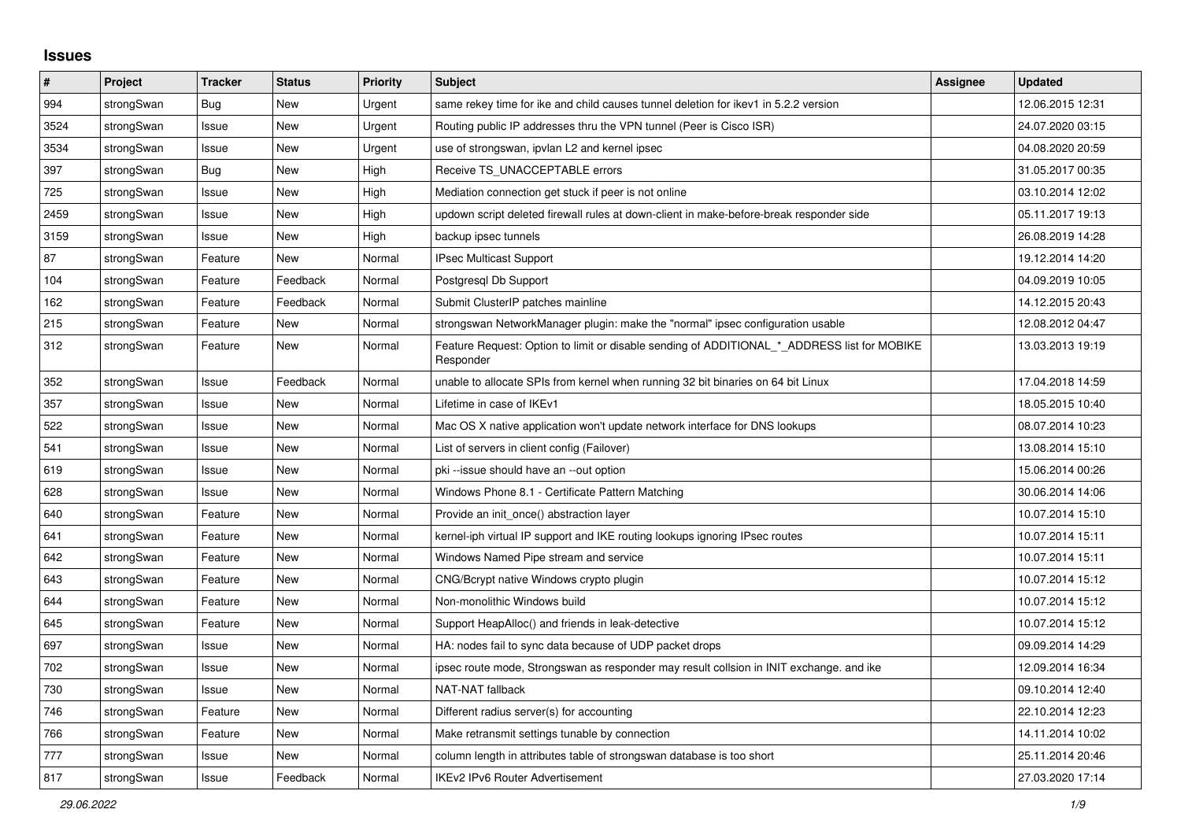# Issues

| # | Project | Tracker | Status | Priority | Subject | Assignee | Updated |
|---|---|---|---|---|---|---|---|
| 994 | strongSwan | Bug | New | Urgent | same rekey time for ike and child causes tunnel deletion for ikev1 in 5.2.2 version | | 12.06.2015 12:31 |
| 3524 | strongSwan | Issue | New | Urgent | Routing public IP addresses thru the VPN tunnel (Peer is Cisco ISR) | | 24.07.2020 03:15 |
| 3534 | strongSwan | Issue | New | Urgent | use of strongswan, ipvlan L2 and kernel ipsec | | 04.08.2020 20:59 |
| 397 | strongSwan | Bug | New | High | Receive TS_UNACCEPTABLE errors | | 31.05.2017 00:35 |
| 725 | strongSwan | Issue | New | High | Mediation connection get stuck if peer is not online | | 03.10.2014 12:02 |
| 2459 | strongSwan | Issue | New | High | updown script deleted firewall rules at down-client in make-before-break responder side | | 05.11.2017 19:13 |
| 3159 | strongSwan | Issue | New | High | backup ipsec tunnels | | 26.08.2019 14:28 |
| 87 | strongSwan | Feature | New | Normal | IPsec Multicast Support | | 19.12.2014 14:20 |
| 104 | strongSwan | Feature | Feedback | Normal | Postgresql Db Support | | 04.09.2019 10:05 |
| 162 | strongSwan | Feature | Feedback | Normal | Submit ClusterIP patches mainline | | 14.12.2015 20:43 |
| 215 | strongSwan | Feature | New | Normal | strongswan NetworkManager plugin: make the "normal" ipsec configuration usable | | 12.08.2012 04:47 |
| 312 | strongSwan | Feature | New | Normal | Feature Request: Option to limit or disable sending of ADDITIONAL_*_ADDRESS list for MOBIKE Responder | | 13.03.2013 19:19 |
| 352 | strongSwan | Issue | Feedback | Normal | unable to allocate SPIs from kernel when running 32 bit binaries on 64 bit Linux | | 17.04.2018 14:59 |
| 357 | strongSwan | Issue | New | Normal | Lifetime in case of IKEv1 | | 18.05.2015 10:40 |
| 522 | strongSwan | Issue | New | Normal | Mac OS X native application won't update network interface for DNS lookups | | 08.07.2014 10:23 |
| 541 | strongSwan | Issue | New | Normal | List of servers in client config (Failover) | | 13.08.2014 15:10 |
| 619 | strongSwan | Issue | New | Normal | pki --issue should have an --out option | | 15.06.2014 00:26 |
| 628 | strongSwan | Issue | New | Normal | Windows Phone 8.1 - Certificate Pattern Matching | | 30.06.2014 14:06 |
| 640 | strongSwan | Feature | New | Normal | Provide an init_once() abstraction layer | | 10.07.2014 15:10 |
| 641 | strongSwan | Feature | New | Normal | kernel-iph virtual IP support and IKE routing lookups ignoring IPsec routes | | 10.07.2014 15:11 |
| 642 | strongSwan | Feature | New | Normal | Windows Named Pipe stream and service | | 10.07.2014 15:11 |
| 643 | strongSwan | Feature | New | Normal | CNG/Bcrypt native Windows crypto plugin | | 10.07.2014 15:12 |
| 644 | strongSwan | Feature | New | Normal | Non-monolithic Windows build | | 10.07.2014 15:12 |
| 645 | strongSwan | Feature | New | Normal | Support HeapAlloc() and friends in leak-detective | | 10.07.2014 15:12 |
| 697 | strongSwan | Issue | New | Normal | HA: nodes fail to sync data because of UDP packet drops | | 09.09.2014 14:29 |
| 702 | strongSwan | Issue | New | Normal | ipsec route mode, Strongswan as responder may result collsion in INIT exchange. and ike | | 12.09.2014 16:34 |
| 730 | strongSwan | Issue | New | Normal | NAT-NAT fallback | | 09.10.2014 12:40 |
| 746 | strongSwan | Feature | New | Normal | Different radius server(s) for accounting | | 22.10.2014 12:23 |
| 766 | strongSwan | Feature | New | Normal | Make retransmit settings tunable by connection | | 14.11.2014 10:02 |
| 777 | strongSwan | Issue | New | Normal | column length in attributes table of strongswan database is too short | | 25.11.2014 20:46 |
| 817 | strongSwan | Issue | Feedback | Normal | IKEv2 IPv6 Router Advertisement | | 27.03.2020 17:14 |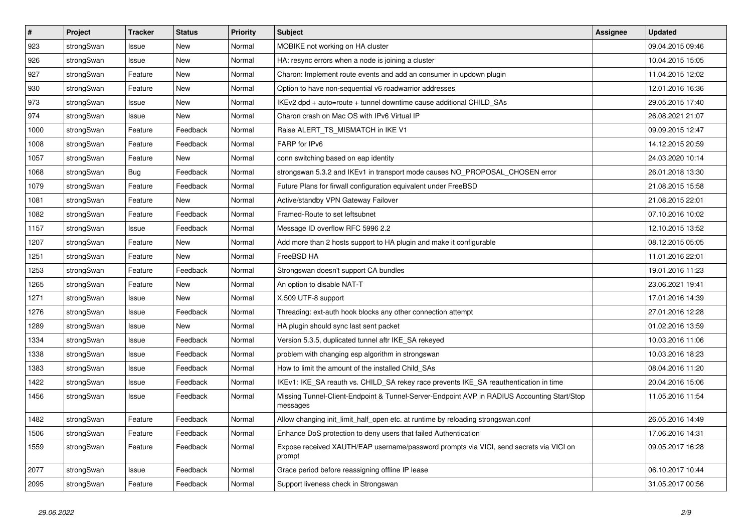| # | Project | Tracker | Status | Priority | Subject | Assignee | Updated |
|---|---|---|---|---|---|---|---|
| 923 | strongSwan | Issue | New | Normal | MOBIKE not working on HA cluster | | 09.04.2015 09:46 |
| 926 | strongSwan | Issue | New | Normal | HA: resync errors when a node is joining a cluster | | 10.04.2015 15:05 |
| 927 | strongSwan | Feature | New | Normal | Charon: Implement route events and add an consumer in updown plugin | | 11.04.2015 12:02 |
| 930 | strongSwan | Feature | New | Normal | Option to have non-sequential v6 roadwarrior addresses | | 12.01.2016 16:36 |
| 973 | strongSwan | Issue | New | Normal | IKEv2 dpd + auto=route + tunnel downtime cause additional CHILD_SAs | | 29.05.2015 17:40 |
| 974 | strongSwan | Issue | New | Normal | Charon crash on Mac OS with IPv6 Virtual IP | | 26.08.2021 21:07 |
| 1000 | strongSwan | Feature | Feedback | Normal | Raise ALERT_TS_MISMATCH in IKE V1 | | 09.09.2015 12:47 |
| 1008 | strongSwan | Feature | Feedback | Normal | FARP for IPv6 | | 14.12.2015 20:59 |
| 1057 | strongSwan | Feature | New | Normal | conn switching based on eap identity | | 24.03.2020 10:14 |
| 1068 | strongSwan | Bug | Feedback | Normal | strongswan 5.3.2 and IKEv1 in transport mode causes NO_PROPOSAL_CHOSEN error | | 26.01.2018 13:30 |
| 1079 | strongSwan | Feature | Feedback | Normal | Future Plans for firwall configuration equivalent under FreeBSD | | 21.08.2015 15:58 |
| 1081 | strongSwan | Feature | New | Normal | Active/standby VPN Gateway Failover | | 21.08.2015 22:01 |
| 1082 | strongSwan | Feature | Feedback | Normal | Framed-Route to set leftsubnet | | 07.10.2016 10:02 |
| 1157 | strongSwan | Issue | Feedback | Normal | Message ID overflow RFC 5996 2.2 | | 12.10.2015 13:52 |
| 1207 | strongSwan | Feature | New | Normal | Add more than 2 hosts support to HA plugin and make it configurable | | 08.12.2015 05:05 |
| 1251 | strongSwan | Feature | New | Normal | FreeBSD HA | | 11.01.2016 22:01 |
| 1253 | strongSwan | Feature | Feedback | Normal | Strongswan doesn't support CA bundles | | 19.01.2016 11:23 |
| 1265 | strongSwan | Feature | New | Normal | An option to disable NAT-T | | 23.06.2021 19:41 |
| 1271 | strongSwan | Issue | New | Normal | X.509 UTF-8 support | | 17.01.2016 14:39 |
| 1276 | strongSwan | Issue | Feedback | Normal | Threading: ext-auth hook blocks any other connection attempt | | 27.01.2016 12:28 |
| 1289 | strongSwan | Issue | New | Normal | HA plugin should sync last sent packet | | 01.02.2016 13:59 |
| 1334 | strongSwan | Issue | Feedback | Normal | Version 5.3.5, duplicated tunnel aftr IKE_SA rekeyed | | 10.03.2016 11:06 |
| 1338 | strongSwan | Issue | Feedback | Normal | problem with changing esp algorithm in strongswan | | 10.03.2016 18:23 |
| 1383 | strongSwan | Issue | Feedback | Normal | How to limit the amount of the installed Child_SAs | | 08.04.2016 11:20 |
| 1422 | strongSwan | Issue | Feedback | Normal | IKEv1: IKE_SA reauth vs. CHILD_SA rekey race prevents IKE_SA reauthentication in time | | 20.04.2016 15:06 |
| 1456 | strongSwan | Issue | Feedback | Normal | Missing Tunnel-Client-Endpoint & Tunnel-Server-Endpoint AVP in RADIUS Accounting Start/Stop messages | | 11.05.2016 11:54 |
| 1482 | strongSwan | Feature | Feedback | Normal | Allow changing init_limit_half_open etc. at runtime by reloading strongswan.conf | | 26.05.2016 14:49 |
| 1506 | strongSwan | Feature | Feedback | Normal | Enhance DoS protection to deny users that failed Authentication | | 17.06.2016 14:31 |
| 1559 | strongSwan | Feature | Feedback | Normal | Expose received XAUTH/EAP username/password prompts via VICI, send secrets via VICI on prompt | | 09.05.2017 16:28 |
| 2077 | strongSwan | Issue | Feedback | Normal | Grace period before reassigning offline IP lease | | 06.10.2017 10:44 |
| 2095 | strongSwan | Feature | Feedback | Normal | Support liveness check in Strongswan | | 31.05.2017 00:56 |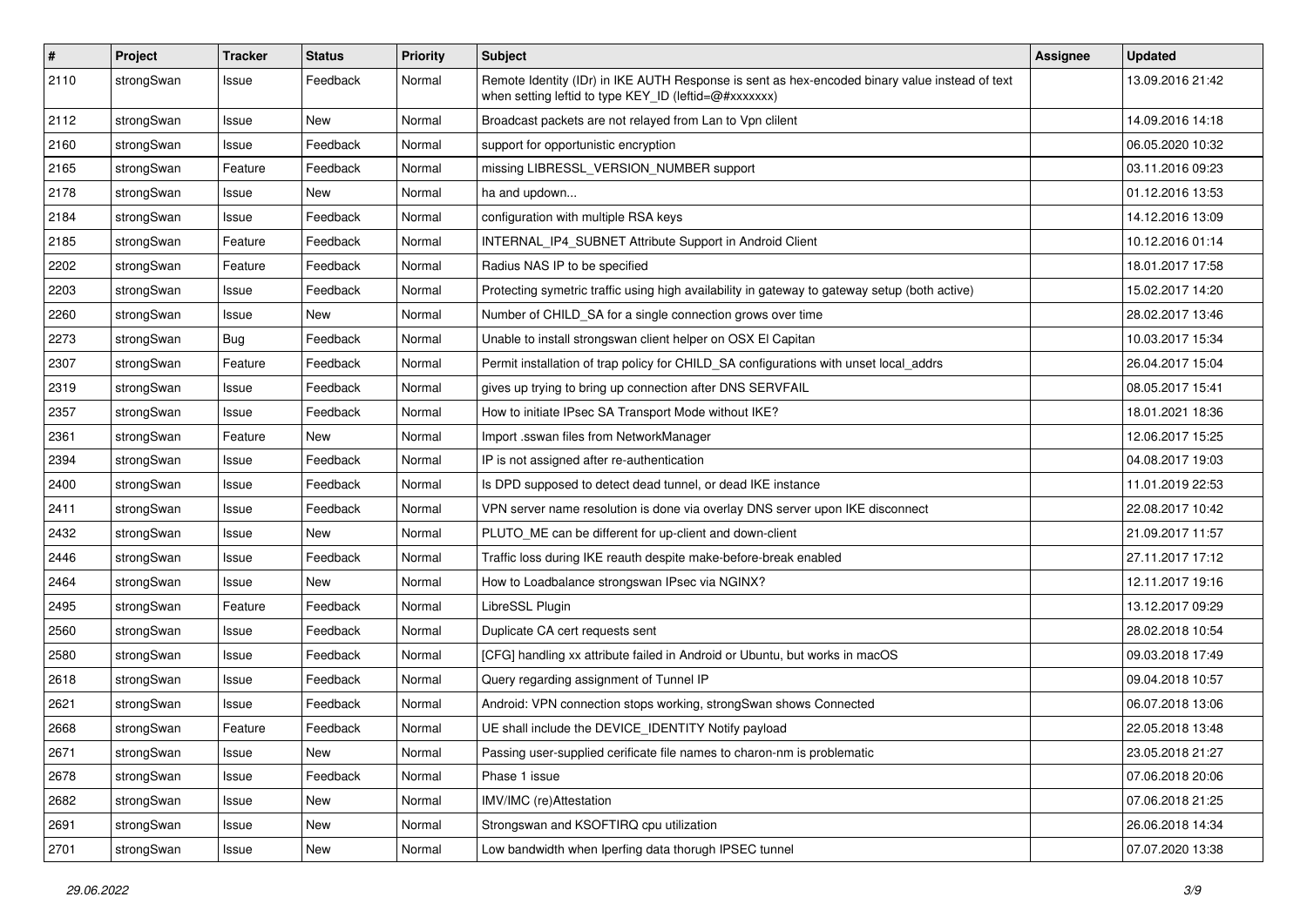| # | Project | Tracker | Status | Priority | Subject | Assignee | Updated |
|---|---|---|---|---|---|---|---|
| 2110 | strongSwan | Issue | Feedback | Normal | Remote Identity (IDr) in IKE AUTH Response is sent as hex-encoded binary value instead of text when setting leftid to type KEY_ID (leftid=@#xxxxxxx) | | 13.09.2016 21:42 |
| 2112 | strongSwan | Issue | New | Normal | Broadcast packets are not relayed from Lan to Vpn clilent | | 14.09.2016 14:18 |
| 2160 | strongSwan | Issue | Feedback | Normal | support for opportunistic encryption | | 06.05.2020 10:32 |
| 2165 | strongSwan | Feature | Feedback | Normal | missing LIBRESSL_VERSION_NUMBER support | | 03.11.2016 09:23 |
| 2178 | strongSwan | Issue | New | Normal | ha and updown... | | 01.12.2016 13:53 |
| 2184 | strongSwan | Issue | Feedback | Normal | configuration with multiple RSA keys | | 14.12.2016 13:09 |
| 2185 | strongSwan | Feature | Feedback | Normal | INTERNAL_IP4_SUBNET Attribute Support in Android Client | | 10.12.2016 01:14 |
| 2202 | strongSwan | Feature | Feedback | Normal | Radius NAS IP to be specified | | 18.01.2017 17:58 |
| 2203 | strongSwan | Issue | Feedback | Normal | Protecting symetric traffic using high availability in gateway to gateway setup (both active) | | 15.02.2017 14:20 |
| 2260 | strongSwan | Issue | New | Normal | Number of CHILD_SA for a single connection grows over time | | 28.02.2017 13:46 |
| 2273 | strongSwan | Bug | Feedback | Normal | Unable to install strongswan client helper on OSX El Capitan | | 10.03.2017 15:34 |
| 2307 | strongSwan | Feature | Feedback | Normal | Permit installation of trap policy for CHILD_SA configurations with unset local_addrs | | 26.04.2017 15:04 |
| 2319 | strongSwan | Issue | Feedback | Normal | gives up trying to bring up connection after DNS SERVFAIL | | 08.05.2017 15:41 |
| 2357 | strongSwan | Issue | Feedback | Normal | How to initiate IPsec SA Transport Mode without IKE? | | 18.01.2021 18:36 |
| 2361 | strongSwan | Feature | New | Normal | Import .sswan files from NetworkManager | | 12.06.2017 15:25 |
| 2394 | strongSwan | Issue | Feedback | Normal | IP is not assigned after re-authentication | | 04.08.2017 19:03 |
| 2400 | strongSwan | Issue | Feedback | Normal | Is DPD supposed to detect dead tunnel, or dead IKE instance | | 11.01.2019 22:53 |
| 2411 | strongSwan | Issue | Feedback | Normal | VPN server name resolution is done via overlay DNS server upon IKE disconnect | | 22.08.2017 10:42 |
| 2432 | strongSwan | Issue | New | Normal | PLUTO_ME can be different for up-client and down-client | | 21.09.2017 11:57 |
| 2446 | strongSwan | Issue | Feedback | Normal | Traffic loss during IKE reauth despite make-before-break enabled | | 27.11.2017 17:12 |
| 2464 | strongSwan | Issue | New | Normal | How to Loadbalance strongswan IPsec via NGINX? | | 12.11.2017 19:16 |
| 2495 | strongSwan | Feature | Feedback | Normal | LibreSSL Plugin | | 13.12.2017 09:29 |
| 2560 | strongSwan | Issue | Feedback | Normal | Duplicate CA cert requests sent | | 28.02.2018 10:54 |
| 2580 | strongSwan | Issue | Feedback | Normal | [CFG] handling xx attribute failed in Android or Ubuntu, but works in macOS | | 09.03.2018 17:49 |
| 2618 | strongSwan | Issue | Feedback | Normal | Query regarding assignment of Tunnel IP | | 09.04.2018 10:57 |
| 2621 | strongSwan | Issue | Feedback | Normal | Android: VPN connection stops working, strongSwan shows Connected | | 06.07.2018 13:06 |
| 2668 | strongSwan | Feature | Feedback | Normal | UE shall include the DEVICE_IDENTITY Notify payload | | 22.05.2018 13:48 |
| 2671 | strongSwan | Issue | New | Normal | Passing user-supplied cerificate file names to charon-nm is problematic | | 23.05.2018 21:27 |
| 2678 | strongSwan | Issue | Feedback | Normal | Phase 1 issue | | 07.06.2018 20:06 |
| 2682 | strongSwan | Issue | New | Normal | IMV/IMC (re)Attestation | | 07.06.2018 21:25 |
| 2691 | strongSwan | Issue | New | Normal | Strongswan and KSOFTIRQ cpu utilization | | 26.06.2018 14:34 |
| 2701 | strongSwan | Issue | New | Normal | Low bandwidth when Iperfing data thorugh IPSEC tunnel | | 07.07.2020 13:38 |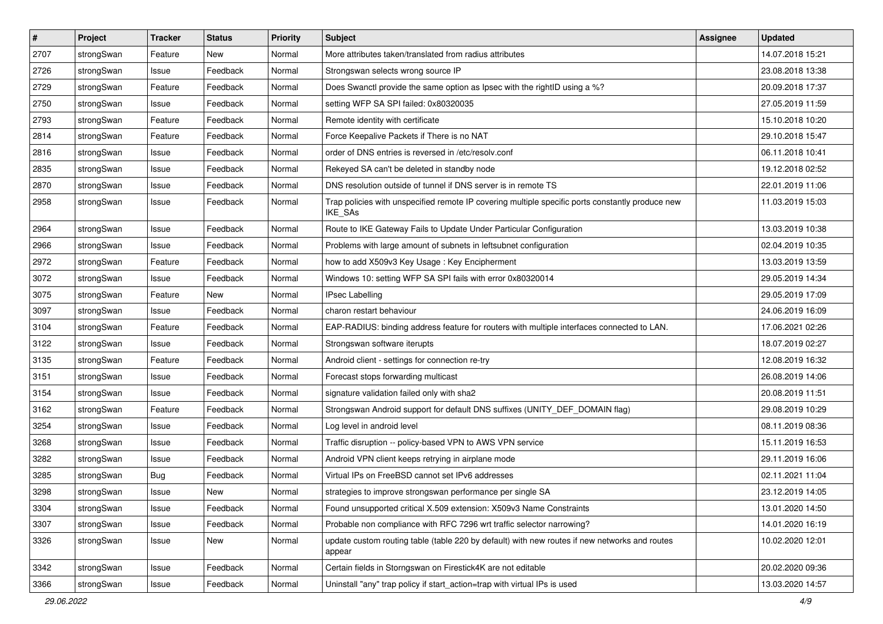| # | Project | Tracker | Status | Priority | Subject | Assignee | Updated |
|---|---|---|---|---|---|---|---|
| 2707 | strongSwan | Feature | New | Normal | More attributes taken/translated from radius attributes | | 14.07.2018 15:21 |
| 2726 | strongSwan | Issue | Feedback | Normal | Strongswan selects wrong source IP | | 23.08.2018 13:38 |
| 2729 | strongSwan | Feature | Feedback | Normal | Does Swanctl provide the same option as Ipsec with the rightID using a %? | | 20.09.2018 17:37 |
| 2750 | strongSwan | Issue | Feedback | Normal | setting WFP SA SPI failed: 0x80320035 | | 27.05.2019 11:59 |
| 2793 | strongSwan | Feature | Feedback | Normal | Remote identity with certificate | | 15.10.2018 10:20 |
| 2814 | strongSwan | Feature | Feedback | Normal | Force Keepalive Packets if There is no NAT | | 29.10.2018 15:47 |
| 2816 | strongSwan | Issue | Feedback | Normal | order of DNS entries is reversed in /etc/resolv.conf | | 06.11.2018 10:41 |
| 2835 | strongSwan | Issue | Feedback | Normal | Rekeyed SA can't be deleted in standby node | | 19.12.2018 02:52 |
| 2870 | strongSwan | Issue | Feedback | Normal | DNS resolution outside of tunnel if DNS server is in remote TS | | 22.01.2019 11:06 |
| 2958 | strongSwan | Issue | Feedback | Normal | Trap policies with unspecified remote IP covering multiple specific ports constantly produce new IKE_SAs | | 11.03.2019 15:03 |
| 2964 | strongSwan | Issue | Feedback | Normal | Route to IKE Gateway Fails to Update Under Particular Configuration | | 13.03.2019 10:38 |
| 2966 | strongSwan | Issue | Feedback | Normal | Problems with large amount of subnets in leftsubnet configuration | | 02.04.2019 10:35 |
| 2972 | strongSwan | Feature | Feedback | Normal | how to add X509v3 Key Usage : Key Encipherment | | 13.03.2019 13:59 |
| 3072 | strongSwan | Issue | Feedback | Normal | Windows 10: setting WFP SA SPI fails with error 0x80320014 | | 29.05.2019 14:34 |
| 3075 | strongSwan | Feature | New | Normal | IPsec Labelling | | 29.05.2019 17:09 |
| 3097 | strongSwan | Issue | Feedback | Normal | charon restart behaviour | | 24.06.2019 16:09 |
| 3104 | strongSwan | Feature | Feedback | Normal | EAP-RADIUS: binding address feature for routers with multiple interfaces connected to LAN. | | 17.06.2021 02:26 |
| 3122 | strongSwan | Issue | Feedback | Normal | Strongswan software iterupts | | 18.07.2019 02:27 |
| 3135 | strongSwan | Feature | Feedback | Normal | Android client - settings for connection re-try | | 12.08.2019 16:32 |
| 3151 | strongSwan | Issue | Feedback | Normal | Forecast stops forwarding multicast | | 26.08.2019 14:06 |
| 3154 | strongSwan | Issue | Feedback | Normal | signature validation failed only with sha2 | | 20.08.2019 11:51 |
| 3162 | strongSwan | Feature | Feedback | Normal | Strongswan Android support for default DNS suffixes (UNITY_DEF_DOMAIN flag) | | 29.08.2019 10:29 |
| 3254 | strongSwan | Issue | Feedback | Normal | Log level in android level | | 08.11.2019 08:36 |
| 3268 | strongSwan | Issue | Feedback | Normal | Traffic disruption -- policy-based VPN to AWS VPN service | | 15.11.2019 16:53 |
| 3282 | strongSwan | Issue | Feedback | Normal | Android VPN client keeps retrying in airplane mode | | 29.11.2019 16:06 |
| 3285 | strongSwan | Bug | Feedback | Normal | Virtual IPs on FreeBSD cannot set IPv6 addresses | | 02.11.2021 11:04 |
| 3298 | strongSwan | Issue | New | Normal | strategies to improve strongswan performance per single SA | | 23.12.2019 14:05 |
| 3304 | strongSwan | Issue | Feedback | Normal | Found unsupported critical X.509 extension: X509v3 Name Constraints | | 13.01.2020 14:50 |
| 3307 | strongSwan | Issue | Feedback | Normal | Probable non compliance with RFC 7296 wrt traffic selector narrowing? | | 14.01.2020 16:19 |
| 3326 | strongSwan | Issue | New | Normal | update custom routing table (table 220 by default) with new routes if new networks and routes appear | | 10.02.2020 12:01 |
| 3342 | strongSwan | Issue | Feedback | Normal | Certain fields in Storngswan on Firestick4K are not editable | | 20.02.2020 09:36 |
| 3366 | strongSwan | Issue | Feedback | Normal | Uninstall "any" trap policy if start_action=trap with virtual IPs is used | | 13.03.2020 14:57 |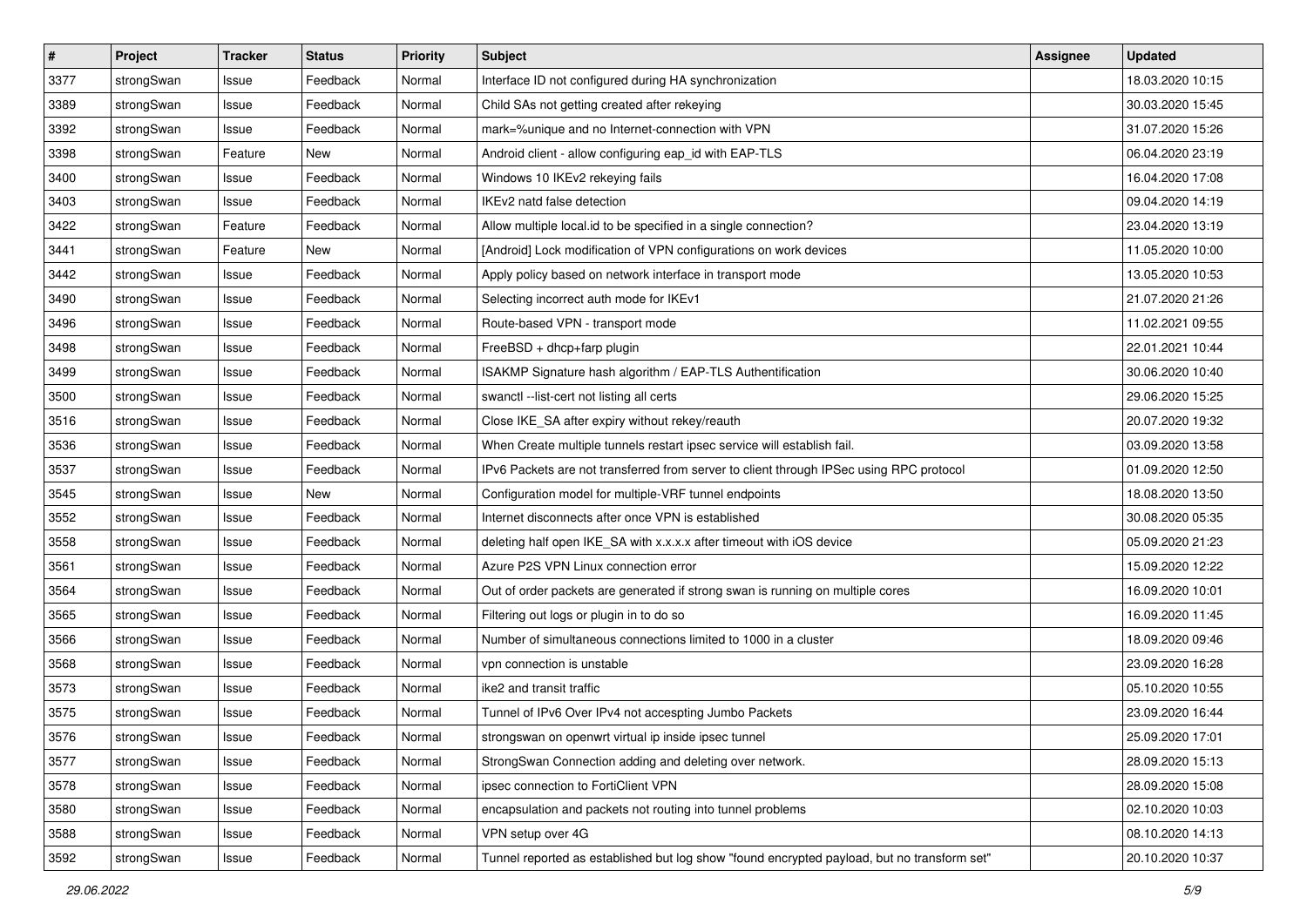| # | Project | Tracker | Status | Priority | Subject | Assignee | Updated |
|---|---|---|---|---|---|---|---|
| 3377 | strongSwan | Issue | Feedback | Normal | Interface ID not configured during HA synchronization | | 18.03.2020 10:15 |
| 3389 | strongSwan | Issue | Feedback | Normal | Child SAs not getting created after rekeying | | 30.03.2020 15:45 |
| 3392 | strongSwan | Issue | Feedback | Normal | mark=%unique and no Internet-connection with VPN | | 31.07.2020 15:26 |
| 3398 | strongSwan | Feature | New | Normal | Android client - allow configuring eap_id with EAP-TLS | | 06.04.2020 23:19 |
| 3400 | strongSwan | Issue | Feedback | Normal | Windows 10 IKEv2 rekeying fails | | 16.04.2020 17:08 |
| 3403 | strongSwan | Issue | Feedback | Normal | IKEv2 natd false detection | | 09.04.2020 14:19 |
| 3422 | strongSwan | Feature | Feedback | Normal | Allow multiple local.id to be specified in a single connection? | | 23.04.2020 13:19 |
| 3441 | strongSwan | Feature | New | Normal | [Android] Lock modification of VPN configurations on work devices | | 11.05.2020 10:00 |
| 3442 | strongSwan | Issue | Feedback | Normal | Apply policy based on network interface in transport mode | | 13.05.2020 10:53 |
| 3490 | strongSwan | Issue | Feedback | Normal | Selecting incorrect auth mode for IKEv1 | | 21.07.2020 21:26 |
| 3496 | strongSwan | Issue | Feedback | Normal | Route-based VPN - transport mode | | 11.02.2021 09:55 |
| 3498 | strongSwan | Issue | Feedback | Normal | FreeBSD + dhcp+farp plugin | | 22.01.2021 10:44 |
| 3499 | strongSwan | Issue | Feedback | Normal | ISAKMP Signature hash algorithm / EAP-TLS Authentification | | 30.06.2020 10:40 |
| 3500 | strongSwan | Issue | Feedback | Normal | swanctl --list-cert not listing all certs | | 29.06.2020 15:25 |
| 3516 | strongSwan | Issue | Feedback | Normal | Close IKE_SA after expiry without rekey/reauth | | 20.07.2020 19:32 |
| 3536 | strongSwan | Issue | Feedback | Normal | When Create multiple tunnels restart ipsec service will establish fail. | | 03.09.2020 13:58 |
| 3537 | strongSwan | Issue | Feedback | Normal | IPv6 Packets are not transferred from server to client through IPSec using RPC protocol | | 01.09.2020 12:50 |
| 3545 | strongSwan | Issue | New | Normal | Configuration model for multiple-VRF tunnel endpoints | | 18.08.2020 13:50 |
| 3552 | strongSwan | Issue | Feedback | Normal | Internet disconnects after once VPN is established | | 30.08.2020 05:35 |
| 3558 | strongSwan | Issue | Feedback | Normal | deleting half open IKE_SA with x.x.x.x after timeout with iOS device | | 05.09.2020 21:23 |
| 3561 | strongSwan | Issue | Feedback | Normal | Azure P2S VPN Linux connection error | | 15.09.2020 12:22 |
| 3564 | strongSwan | Issue | Feedback | Normal | Out of order packets are generated if strong swan is running on multiple cores | | 16.09.2020 10:01 |
| 3565 | strongSwan | Issue | Feedback | Normal | Filtering out logs or plugin in to do so | | 16.09.2020 11:45 |
| 3566 | strongSwan | Issue | Feedback | Normal | Number of simultaneous connections limited to 1000 in a cluster | | 18.09.2020 09:46 |
| 3568 | strongSwan | Issue | Feedback | Normal | vpn connection is unstable | | 23.09.2020 16:28 |
| 3573 | strongSwan | Issue | Feedback | Normal | ike2 and transit traffic | | 05.10.2020 10:55 |
| 3575 | strongSwan | Issue | Feedback | Normal | Tunnel of IPv6 Over IPv4 not accespting Jumbo Packets | | 23.09.2020 16:44 |
| 3576 | strongSwan | Issue | Feedback | Normal | strongswan on openwrt virtual ip inside ipsec tunnel | | 25.09.2020 17:01 |
| 3577 | strongSwan | Issue | Feedback | Normal | StrongSwan Connection adding and deleting over network. | | 28.09.2020 15:13 |
| 3578 | strongSwan | Issue | Feedback | Normal | ipsec connection to FortiClient VPN | | 28.09.2020 15:08 |
| 3580 | strongSwan | Issue | Feedback | Normal | encapsulation and packets not routing into tunnel problems | | 02.10.2020 10:03 |
| 3588 | strongSwan | Issue | Feedback | Normal | VPN setup over 4G | | 08.10.2020 14:13 |
| 3592 | strongSwan | Issue | Feedback | Normal | Tunnel reported as established but log show "found encrypted payload, but no transform set" | | 20.10.2020 10:37 |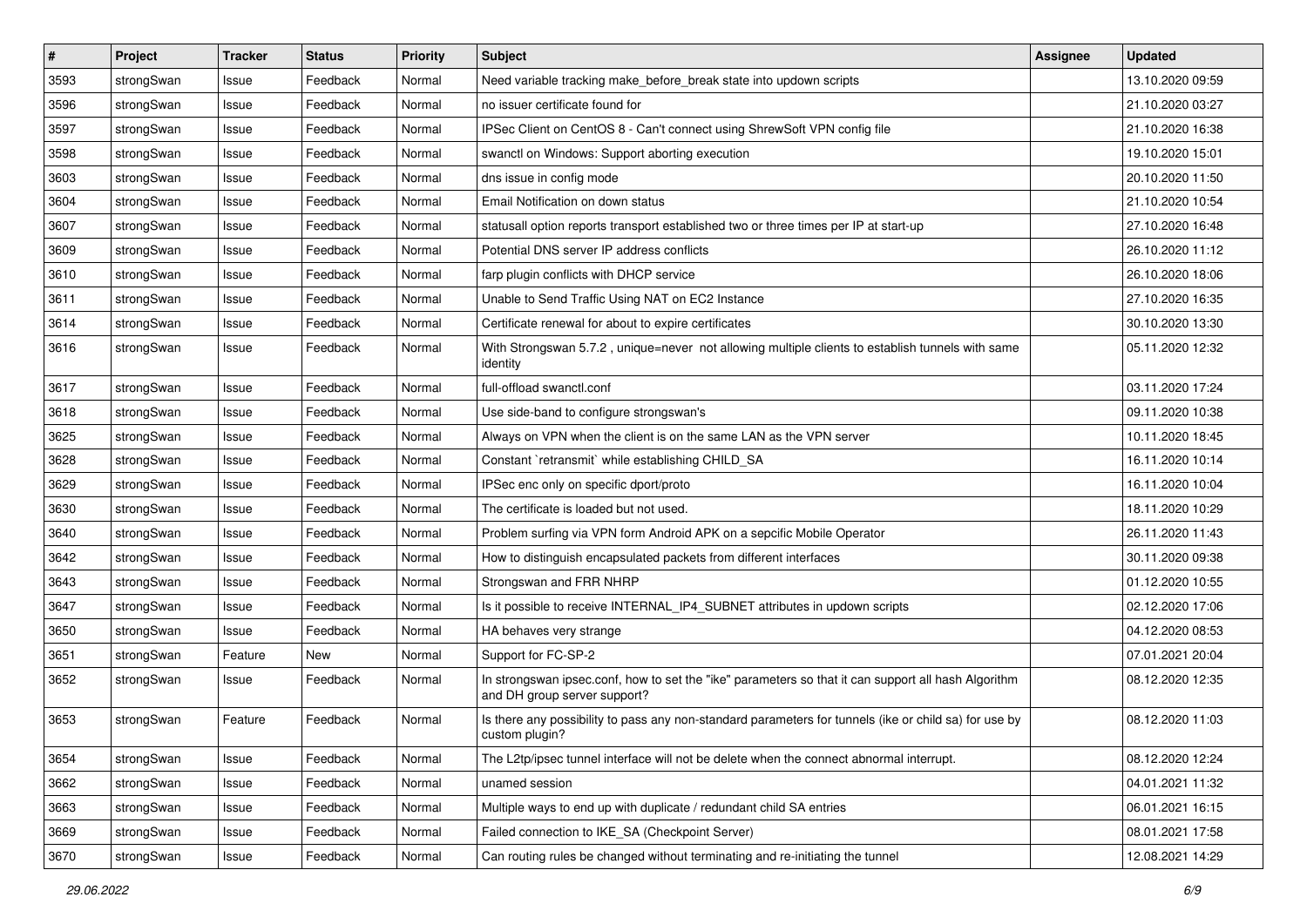| # | Project | Tracker | Status | Priority | Subject | Assignee | Updated |
|---|---|---|---|---|---|---|---|
| 3593 | strongSwan | Issue | Feedback | Normal | Need variable tracking make_before_break state into updown scripts | | 13.10.2020 09:59 |
| 3596 | strongSwan | Issue | Feedback | Normal | no issuer certificate found for | | 21.10.2020 03:27 |
| 3597 | strongSwan | Issue | Feedback | Normal | IPSec Client on CentOS 8 - Can't connect using ShrewSoft VPN config file | | 21.10.2020 16:38 |
| 3598 | strongSwan | Issue | Feedback | Normal | swanctl on Windows: Support aborting execution | | 19.10.2020 15:01 |
| 3603 | strongSwan | Issue | Feedback | Normal | dns issue in config mode | | 20.10.2020 11:50 |
| 3604 | strongSwan | Issue | Feedback | Normal | Email Notification on down status | | 21.10.2020 10:54 |
| 3607 | strongSwan | Issue | Feedback | Normal | statusall option reports transport established two or three times per IP at start-up | | 27.10.2020 16:48 |
| 3609 | strongSwan | Issue | Feedback | Normal | Potential DNS server IP address conflicts | | 26.10.2020 11:12 |
| 3610 | strongSwan | Issue | Feedback | Normal | farp plugin conflicts with DHCP service | | 26.10.2020 18:06 |
| 3611 | strongSwan | Issue | Feedback | Normal | Unable to Send Traffic Using NAT on EC2 Instance | | 27.10.2020 16:35 |
| 3614 | strongSwan | Issue | Feedback | Normal | Certificate renewal for about to expire certificates | | 30.10.2020 13:30 |
| 3616 | strongSwan | Issue | Feedback | Normal | With Strongswan 5.7.2 , unique=never not allowing multiple clients to establish tunnels with same identity | | 05.11.2020 12:32 |
| 3617 | strongSwan | Issue | Feedback | Normal | full-offload swanctl.conf | | 03.11.2020 17:24 |
| 3618 | strongSwan | Issue | Feedback | Normal | Use side-band to configure strongswan's | | 09.11.2020 10:38 |
| 3625 | strongSwan | Issue | Feedback | Normal | Always on VPN when the client is on the same LAN as the VPN server | | 10.11.2020 18:45 |
| 3628 | strongSwan | Issue | Feedback | Normal | Constant `retransmit` while establishing CHILD_SA | | 16.11.2020 10:14 |
| 3629 | strongSwan | Issue | Feedback | Normal | IPSec enc only on specific dport/proto | | 16.11.2020 10:04 |
| 3630 | strongSwan | Issue | Feedback | Normal | The certificate is loaded but not used. | | 18.11.2020 10:29 |
| 3640 | strongSwan | Issue | Feedback | Normal | Problem surfing via VPN form Android APK on a sepcific Mobile Operator | | 26.11.2020 11:43 |
| 3642 | strongSwan | Issue | Feedback | Normal | How to distinguish encapsulated packets from different interfaces | | 30.11.2020 09:38 |
| 3643 | strongSwan | Issue | Feedback | Normal | Strongswan and FRR NHRP | | 01.12.2020 10:55 |
| 3647 | strongSwan | Issue | Feedback | Normal | Is it possible to receive INTERNAL_IP4_SUBNET attributes in updown scripts | | 02.12.2020 17:06 |
| 3650 | strongSwan | Issue | Feedback | Normal | HA behaves very strange | | 04.12.2020 08:53 |
| 3651 | strongSwan | Feature | New | Normal | Support for FC-SP-2 | | 07.01.2021 20:04 |
| 3652 | strongSwan | Issue | Feedback | Normal | In strongswan ipsec.conf, how to set the "ike" parameters so that it can support all hash Algorithm and DH group server support? | | 08.12.2020 12:35 |
| 3653 | strongSwan | Feature | Feedback | Normal | Is there any possibility to pass any non-standard parameters for tunnels (ike or child sa) for use by custom plugin? | | 08.12.2020 11:03 |
| 3654 | strongSwan | Issue | Feedback | Normal | The L2tp/ipsec tunnel interface will not be delete when the connect abnormal interrupt. | | 08.12.2020 12:24 |
| 3662 | strongSwan | Issue | Feedback | Normal | unamed session | | 04.01.2021 11:32 |
| 3663 | strongSwan | Issue | Feedback | Normal | Multiple ways to end up with duplicate / redundant child SA entries | | 06.01.2021 16:15 |
| 3669 | strongSwan | Issue | Feedback | Normal | Failed connection to IKE_SA (Checkpoint Server) | | 08.01.2021 17:58 |
| 3670 | strongSwan | Issue | Feedback | Normal | Can routing rules be changed without terminating and re-initiating the tunnel | | 12.08.2021 14:29 |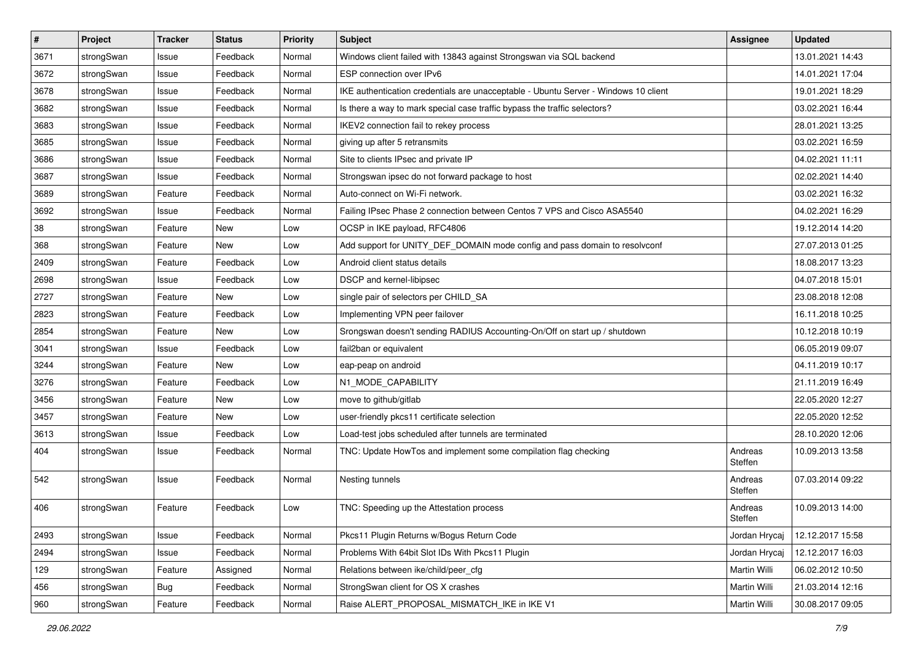| # | Project | Tracker | Status | Priority | Subject | Assignee | Updated |
|---|---|---|---|---|---|---|---|
| 3671 | strongSwan | Issue | Feedback | Normal | Windows client failed with 13843 against Strongswan via SQL backend | | 13.01.2021 14:43 |
| 3672 | strongSwan | Issue | Feedback | Normal | ESP connection over IPv6 | | 14.01.2021 17:04 |
| 3678 | strongSwan | Issue | Feedback | Normal | IKE authentication credentials are unacceptable - Ubuntu Server - Windows 10 client | | 19.01.2021 18:29 |
| 3682 | strongSwan | Issue | Feedback | Normal | Is there a way to mark special case traffic bypass the traffic selectors? | | 03.02.2021 16:44 |
| 3683 | strongSwan | Issue | Feedback | Normal | IKEV2 connection fail to rekey process | | 28.01.2021 13:25 |
| 3685 | strongSwan | Issue | Feedback | Normal | giving up after 5 retransmits | | 03.02.2021 16:59 |
| 3686 | strongSwan | Issue | Feedback | Normal | Site to clients IPsec and private IP | | 04.02.2021 11:11 |
| 3687 | strongSwan | Issue | Feedback | Normal | Strongswan ipsec do not forward package to host | | 02.02.2021 14:40 |
| 3689 | strongSwan | Feature | Feedback | Normal | Auto-connect on Wi-Fi network. | | 03.02.2021 16:32 |
| 3692 | strongSwan | Issue | Feedback | Normal | Failing IPsec Phase 2 connection between Centos 7 VPS and Cisco ASA5540 | | 04.02.2021 16:29 |
| 38 | strongSwan | Feature | New | Low | OCSP in IKE payload, RFC4806 | | 19.12.2014 14:20 |
| 368 | strongSwan | Feature | New | Low | Add support for UNITY_DEF_DOMAIN mode config and pass domain to resolvconf | | 27.07.2013 01:25 |
| 2409 | strongSwan | Feature | Feedback | Low | Android client status details | | 18.08.2017 13:23 |
| 2698 | strongSwan | Issue | Feedback | Low | DSCP and kernel-libipsec | | 04.07.2018 15:01 |
| 2727 | strongSwan | Feature | New | Low | single pair of selectors per CHILD_SA | | 23.08.2018 12:08 |
| 2823 | strongSwan | Feature | Feedback | Low | Implementing VPN peer failover | | 16.11.2018 10:25 |
| 2854 | strongSwan | Feature | New | Low | Srongswan doesn't sending RADIUS Accounting-On/Off on start up / shutdown | | 10.12.2018 10:19 |
| 3041 | strongSwan | Issue | Feedback | Low | fail2ban or equivalent | | 06.05.2019 09:07 |
| 3244 | strongSwan | Feature | New | Low | eap-peap on android | | 04.11.2019 10:17 |
| 3276 | strongSwan | Feature | Feedback | Low | N1_MODE_CAPABILITY | | 21.11.2019 16:49 |
| 3456 | strongSwan | Feature | New | Low | move to github/gitlab | | 22.05.2020 12:27 |
| 3457 | strongSwan | Feature | New | Low | user-friendly pkcs11 certificate selection | | 22.05.2020 12:52 |
| 3613 | strongSwan | Issue | Feedback | Low | Load-test jobs scheduled after tunnels are terminated | | 28.10.2020 12:06 |
| 404 | strongSwan | Issue | Feedback | Normal | TNC: Update HowTos and implement some compilation flag checking | Andreas Steffen | 10.09.2013 13:58 |
| 542 | strongSwan | Issue | Feedback | Normal | Nesting tunnels | Andreas Steffen | 07.03.2014 09:22 |
| 406 | strongSwan | Feature | Feedback | Low | TNC: Speeding up the Attestation process | Andreas Steffen | 10.09.2013 14:00 |
| 2493 | strongSwan | Issue | Feedback | Normal | Pkcs11 Plugin Returns w/Bogus Return Code | Jordan Hrycaj | 12.12.2017 15:58 |
| 2494 | strongSwan | Issue | Feedback | Normal | Problems With 64bit Slot IDs With Pkcs11 Plugin | Jordan Hrycaj | 12.12.2017 16:03 |
| 129 | strongSwan | Feature | Assigned | Normal | Relations between ike/child/peer_cfg | Martin Willi | 06.02.2012 10:50 |
| 456 | strongSwan | Bug | Feedback | Normal | StrongSwan client for OS X crashes | Martin Willi | 21.03.2014 12:16 |
| 960 | strongSwan | Feature | Feedback | Normal | Raise ALERT_PROPOSAL_MISMATCH_IKE in IKE V1 | Martin Willi | 30.08.2017 09:05 |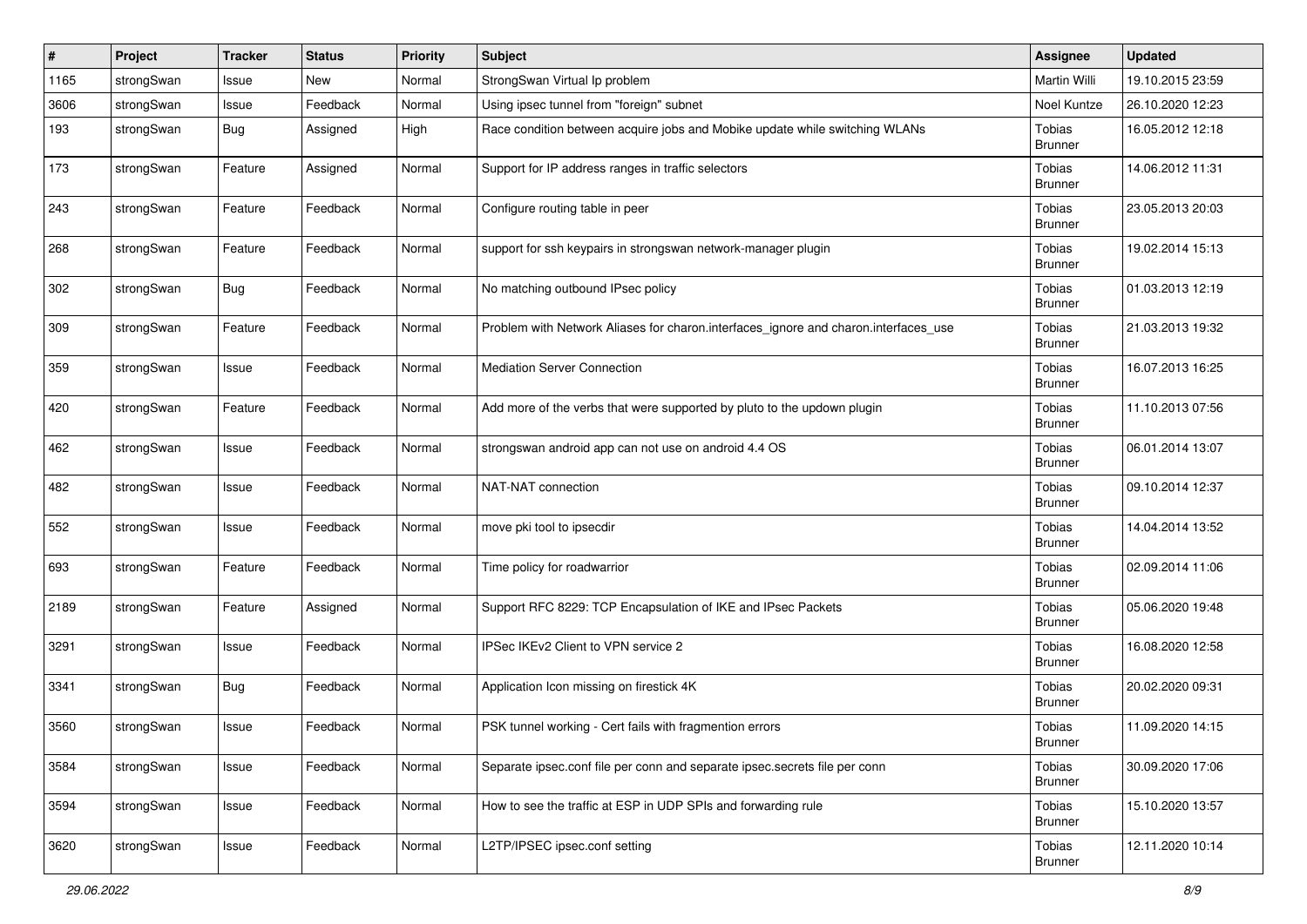| # | Project | Tracker | Status | Priority | Subject | Assignee | Updated |
|---|---|---|---|---|---|---|---|
| 1165 | strongSwan | Issue | New | Normal | StrongSwan Virtual Ip problem | Martin Willi | 19.10.2015 23:59 |
| 3606 | strongSwan | Issue | Feedback | Normal | Using ipsec tunnel from "foreign" subnet | Noel Kuntze | 26.10.2020 12:23 |
| 193 | strongSwan | Bug | Assigned | High | Race condition between acquire jobs and Mobike update while switching WLANs | Tobias Brunner | 16.05.2012 12:18 |
| 173 | strongSwan | Feature | Assigned | Normal | Support for IP address ranges in traffic selectors | Tobias Brunner | 14.06.2012 11:31 |
| 243 | strongSwan | Feature | Feedback | Normal | Configure routing table in peer | Tobias Brunner | 23.05.2013 20:03 |
| 268 | strongSwan | Feature | Feedback | Normal | support for ssh keypairs in strongswan network-manager plugin | Tobias Brunner | 19.02.2014 15:13 |
| 302 | strongSwan | Bug | Feedback | Normal | No matching outbound IPsec policy | Tobias Brunner | 01.03.2013 12:19 |
| 309 | strongSwan | Feature | Feedback | Normal | Problem with Network Aliases for charon.interfaces_ignore and charon.interfaces_use | Tobias Brunner | 21.03.2013 19:32 |
| 359 | strongSwan | Issue | Feedback | Normal | Mediation Server Connection | Tobias Brunner | 16.07.2013 16:25 |
| 420 | strongSwan | Feature | Feedback | Normal | Add more of the verbs that were supported by pluto to the updown plugin | Tobias Brunner | 11.10.2013 07:56 |
| 462 | strongSwan | Issue | Feedback | Normal | strongswan android app can not use on android 4.4 OS | Tobias Brunner | 06.01.2014 13:07 |
| 482 | strongSwan | Issue | Feedback | Normal | NAT-NAT connection | Tobias Brunner | 09.10.2014 12:37 |
| 552 | strongSwan | Issue | Feedback | Normal | move pki tool to ipsecdir | Tobias Brunner | 14.04.2014 13:52 |
| 693 | strongSwan | Feature | Feedback | Normal | Time policy for roadwarrior | Tobias Brunner | 02.09.2014 11:06 |
| 2189 | strongSwan | Feature | Assigned | Normal | Support RFC 8229: TCP Encapsulation of IKE and IPsec Packets | Tobias Brunner | 05.06.2020 19:48 |
| 3291 | strongSwan | Issue | Feedback | Normal | IPSec IKEv2 Client to VPN service 2 | Tobias Brunner | 16.08.2020 12:58 |
| 3341 | strongSwan | Bug | Feedback | Normal | Application Icon missing on firestick 4K | Tobias Brunner | 20.02.2020 09:31 |
| 3560 | strongSwan | Issue | Feedback | Normal | PSK tunnel working - Cert fails with fragmention errors | Tobias Brunner | 11.09.2020 14:15 |
| 3584 | strongSwan | Issue | Feedback | Normal | Separate ipsec.conf file per conn and separate ipsec.secrets file per conn | Tobias Brunner | 30.09.2020 17:06 |
| 3594 | strongSwan | Issue | Feedback | Normal | How to see the traffic at ESP in UDP SPIs and forwarding rule | Tobias Brunner | 15.10.2020 13:57 |
| 3620 | strongSwan | Issue | Feedback | Normal | L2TP/IPSEC ipsec.conf setting | Tobias Brunner | 12.11.2020 10:14 |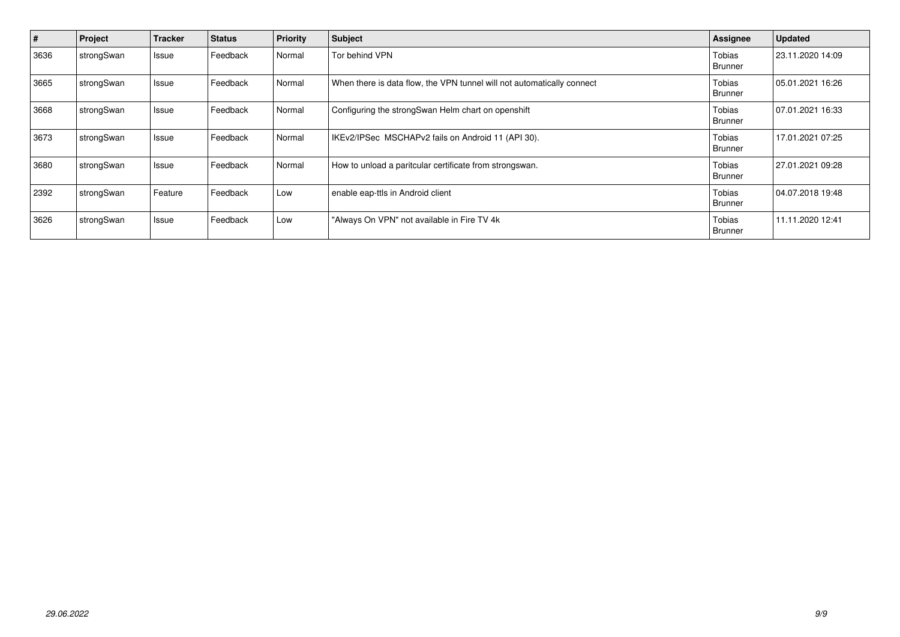| # | Project | Tracker | Status | Priority | Subject | Assignee | Updated |
|---|---|---|---|---|---|---|---|
| 3636 | strongSwan | Issue | Feedback | Normal | Tor behind VPN | Tobias Brunner | 23.11.2020 14:09 |
| 3665 | strongSwan | Issue | Feedback | Normal | When there is data flow, the VPN tunnel will not automatically connect | Tobias Brunner | 05.01.2021 16:26 |
| 3668 | strongSwan | Issue | Feedback | Normal | Configuring the strongSwan Helm chart on openshift | Tobias Brunner | 07.01.2021 16:33 |
| 3673 | strongSwan | Issue | Feedback | Normal | IKEv2/IPSec MSCHAPv2 fails on Android 11 (API 30). | Tobias Brunner | 17.01.2021 07:25 |
| 3680 | strongSwan | Issue | Feedback | Normal | How to unload a paritcular certificate from strongswan. | Tobias Brunner | 27.01.2021 09:28 |
| 2392 | strongSwan | Feature | Feedback | Low | enable eap-ttls in Android client | Tobias Brunner | 04.07.2018 19:48 |
| 3626 | strongSwan | Issue | Feedback | Low | "Always On VPN" not available in Fire TV 4k | Tobias Brunner | 11.11.2020 12:41 |